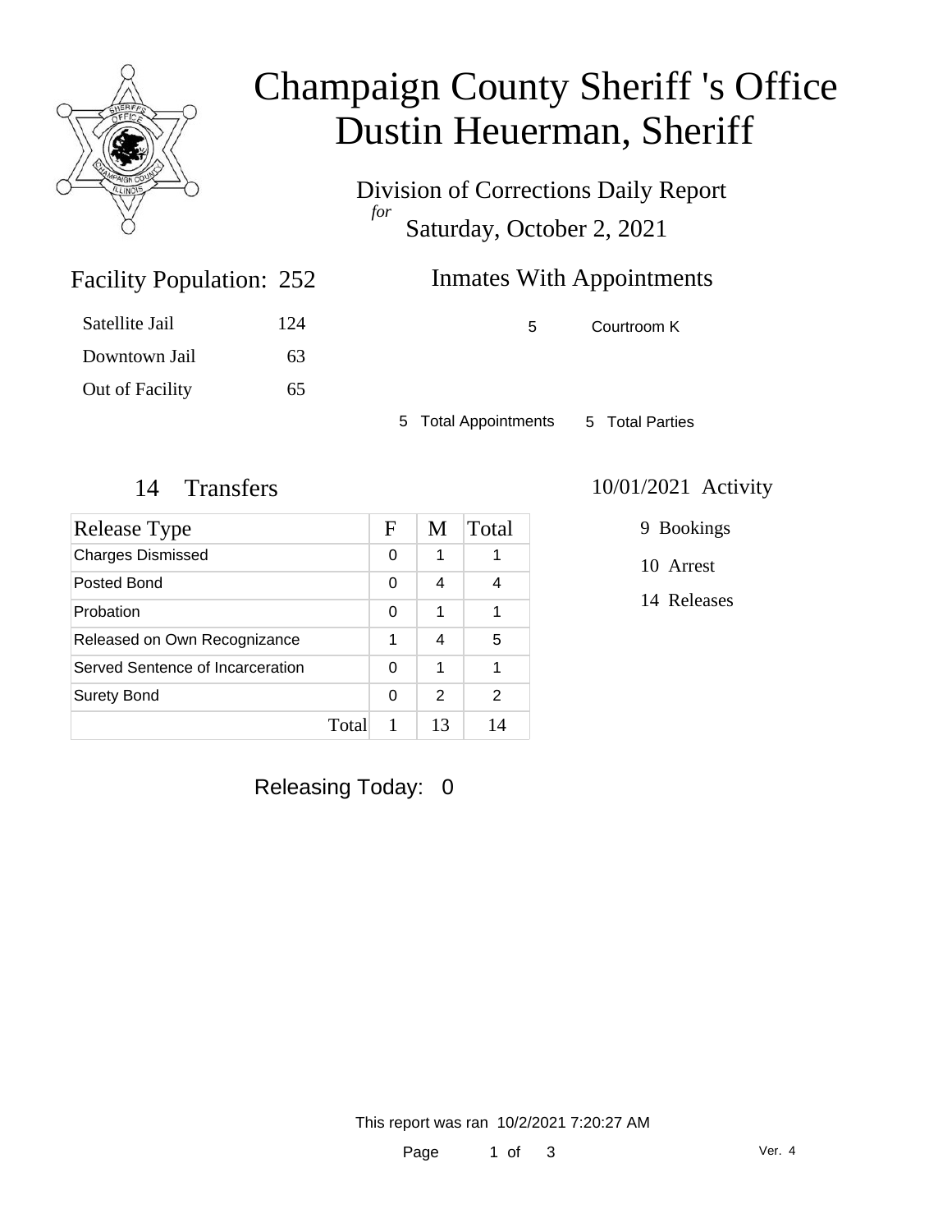# Champaign County Sheriff 's Office
# Dustin Heuerman, Sheriff

Division of Corrections Daily Report

*for*

Saturday, October 2, 2021

## Facility Population: 252

Satellite Jail 124

Downtown Jail 63

Out of Facility 65

## Inmates With Appointments

5 Courtroom K

5 Total Appointments 5 Total Parties

## 14 Transfers

| Release Type | F | M | Total |
|---|---|---|---|
| Charges Dismissed | 0 | 1 | 1 |
| Posted Bond | 0 | 4 | 4 |
| Probation | 0 | 1 | 1 |
| Released on Own Recognizance | 1 | 4 | 5 |
| Served Sentence of Incarceration | 0 | 1 | 1 |
| Surety Bond | 0 | 2 | 2 |
| Total | 1 | 13 | 14 |

## 10/01/2021 Activity

9 Bookings

10 Arrest

14 Releases

Releasing Today: 0

This report was ran 10/2/2021 7:20:27 AM

Ver. 4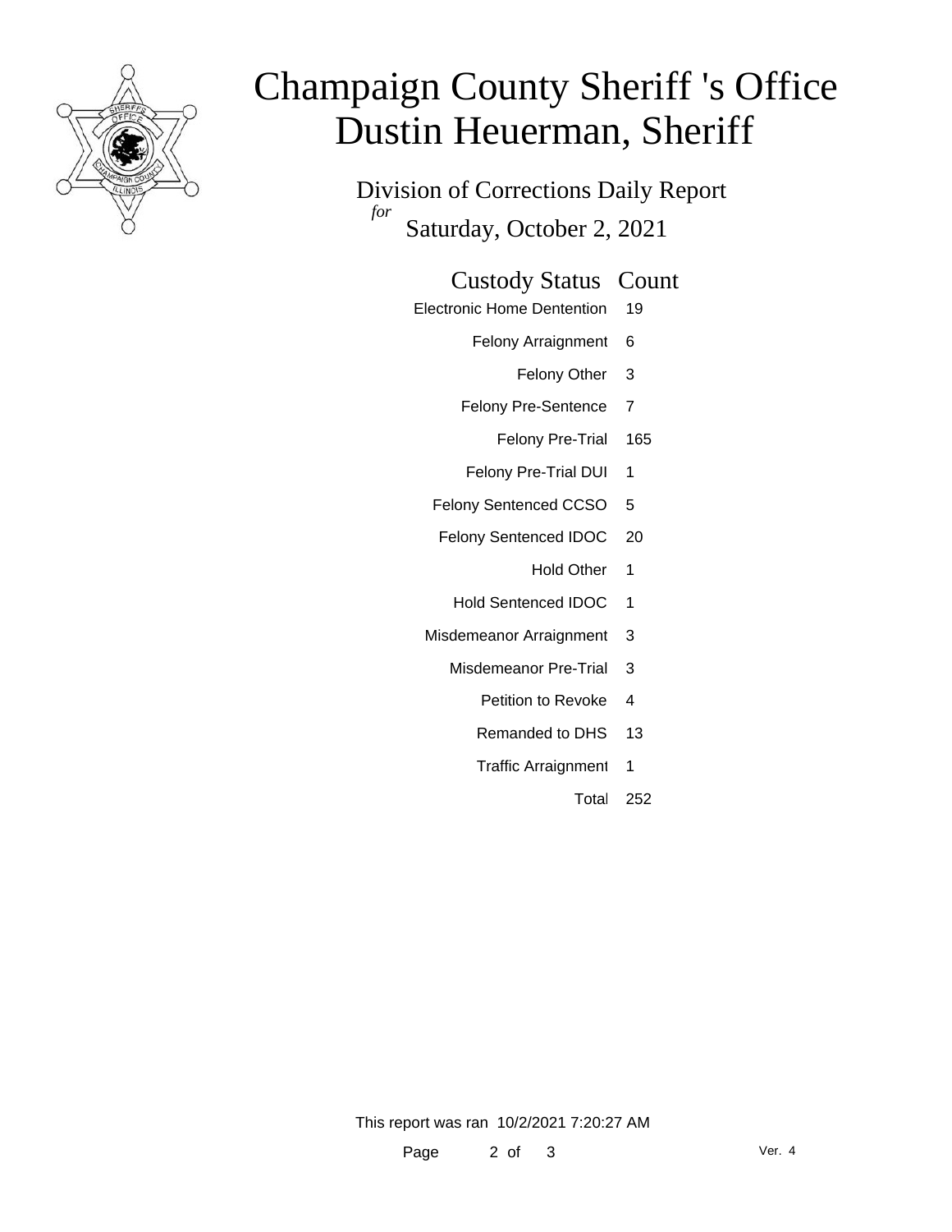# Champaign County Sheriff 's Office
# Dustin Heuerman, Sheriff

Division of Corrections Daily Report

*for*

Saturday, October 2, 2021

| Custody Status | Count |
|---|---|
| Electronic Home Dentention | 19 |
| Felony Arraignment | 6 |
| Felony Other | 3 |
| Felony Pre-Sentence | 7 |
| Felony Pre-Trial | 165 |
| Felony Pre-Trial DUI | 1 |
| Felony Sentenced CCSO | 5 |
| Felony Sentenced IDOC | 20 |
| Hold Other | 1 |
| Hold Sentenced IDOC | 1 |
| Misdemeanor Arraignment | 3 |
| Misdemeanor Pre-Trial | 3 |
| Petition to Revoke | 4 |
| Remanded to DHS | 13 |
| Traffic Arraignment | 1 |
| Total | 252 |

This report was ran 10/2/2021 7:20:27 AM

Ver. 4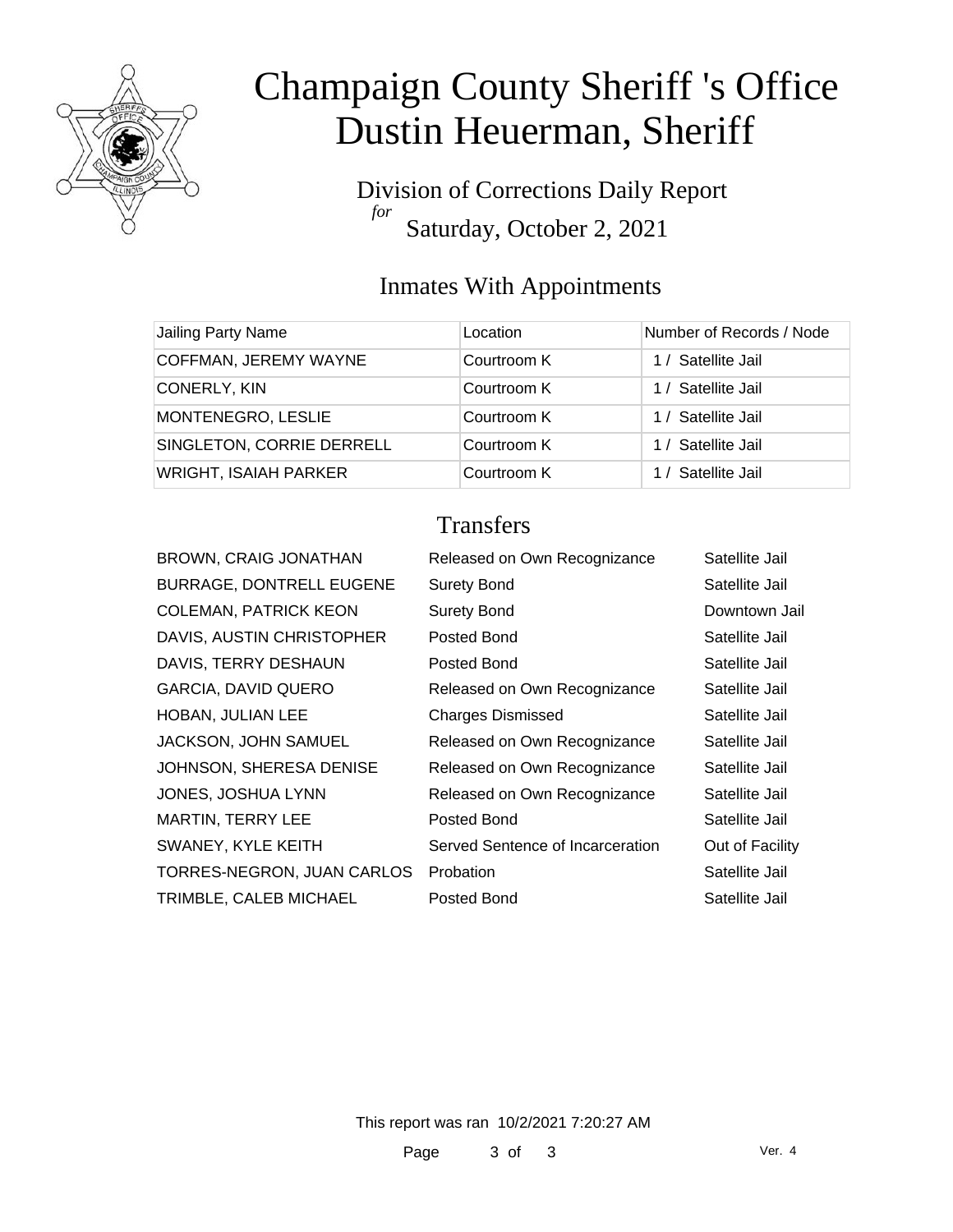# Champaign County Sheriff 's Office
# Dustin Heuerman, Sheriff

Division of Corrections Daily Report

*for*

Saturday, October 2, 2021

## Inmates With Appointments

| Jailing Party Name | Location | Number of Records / Node |
|---|---|---|
| COFFMAN, JEREMY WAYNE | Courtroom K | 1 / Satellite Jail |
| CONERLY, KIN | Courtroom K | 1 / Satellite Jail |
| MONTENEGRO, LESLIE | Courtroom K | 1 / Satellite Jail |
| SINGLETON, CORRIE DERRELL | Courtroom K | 1 / Satellite Jail |
| WRIGHT, ISAIAH PARKER | Courtroom K | 1 / Satellite Jail |

## Transfers

| | | |
|---|---|---|
| BROWN, CRAIG JONATHAN | Released on Own Recognizance | Satellite Jail |
| BURRAGE, DONTRELL EUGENE | Surety Bond | Satellite Jail |
| COLEMAN, PATRICK KEON | Surety Bond | Downtown Jail |
| DAVIS, AUSTIN CHRISTOPHER | Posted Bond | Satellite Jail |
| DAVIS, TERRY DESHAUN | Posted Bond | Satellite Jail |
| GARCIA, DAVID QUERO | Released on Own Recognizance | Satellite Jail |
| HOBAN, JULIAN LEE | Charges Dismissed | Satellite Jail |
| JACKSON, JOHN SAMUEL | Released on Own Recognizance | Satellite Jail |
| JOHNSON, SHERESA DENISE | Released on Own Recognizance | Satellite Jail |
| JONES, JOSHUA LYNN | Released on Own Recognizance | Satellite Jail |
| MARTIN, TERRY LEE | Posted Bond | Satellite Jail |
| SWANEY, KYLE KEITH | Served Sentence of Incarceration | Out of Facility |
| TORRES-NEGRON, JUAN CARLOS | Probation | Satellite Jail |
| TRIMBLE, CALEB MICHAEL | Posted Bond | Satellite Jail |

This report was ran 10/2/2021 7:20:27 AM

Ver. 4